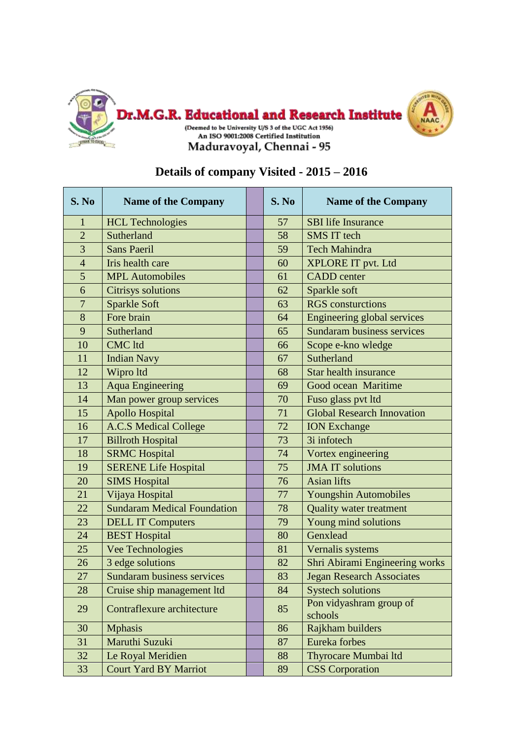# Dr.M.G.R. Educational and Research Institute

(Deemed to be University U/S 3 of the UGC Act 1956)
An ISO 9001:2008 Certified Institution
Maduravoyal, Chennai - 95

## Details of company Visited - 2015 – 2016

| S. No | Name of the Company | | S. No | Name of the Company |
|---|---|---|---|---|
| 1 | HCL Technologies | | 57 | SBI life Insurance |
| 2 | Sutherland | | 58 | SMS IT tech |
| 3 | Sans Paeril | | 59 | Tech Mahindra |
| 4 | Iris health care | | 60 | XPLORE IT pvt. Ltd |
| 5 | MPL Automobiles | | 61 | CADD center |
| 6 | Citrisys solutions | | 62 | Sparkle soft |
| 7 | Sparkle Soft | | 63 | RGS consturctions |
| 8 | Fore brain | | 64 | Engineering global services |
| 9 | Sutherland | | 65 | Sundaram business services |
| 10 | CMC ltd | | 66 | Scope e-kno wledge |
| 11 | Indian Navy | | 67 | Sutherland |
| 12 | Wipro ltd | | 68 | Star health insurance |
| 13 | Aqua Engineering | | 69 | Good ocean Maritime |
| 14 | Man power group services | | 70 | Fuso glass pvt ltd |
| 15 | Apollo Hospital | | 71 | Global Research Innovation |
| 16 | A.C.S Medical College | | 72 | ION Exchange |
| 17 | Billroth Hospital | | 73 | 3i infotech |
| 18 | SRMC Hospital | | 74 | Vortex engineering |
| 19 | SERENE Life Hospital | | 75 | JMA IT solutions |
| 20 | SIMS Hospital | | 76 | Asian lifts |
| 21 | Vijaya Hospital | | 77 | Youngshin Automobiles |
| 22 | Sundaram Medical Foundation | | 78 | Quality water treatment |
| 23 | DELL IT Computers | | 79 | Young mind solutions |
| 24 | BEST Hospital | | 80 | Genxlead |
| 25 | Vee Technologies | | 81 | Vernalis systems |
| 26 | 3 edge solutions | | 82 | Shri Abirami Engineering works |
| 27 | Sundaram business services | | 83 | Jegan Research Associates |
| 28 | Cruise ship management ltd | | 84 | Systech solutions |
| 29 | Contraflexure architecture | | 85 | Pon vidyashram group of schools |
| 30 | Mphasis | | 86 | Rajkham builders |
| 31 | Maruthi Suzuki | | 87 | Eureka forbes |
| 32 | Le Royal Meridien | | 88 | Thyrocare Mumbai ltd |
| 33 | Court Yard BY Marriot | | 89 | CSS Corporation |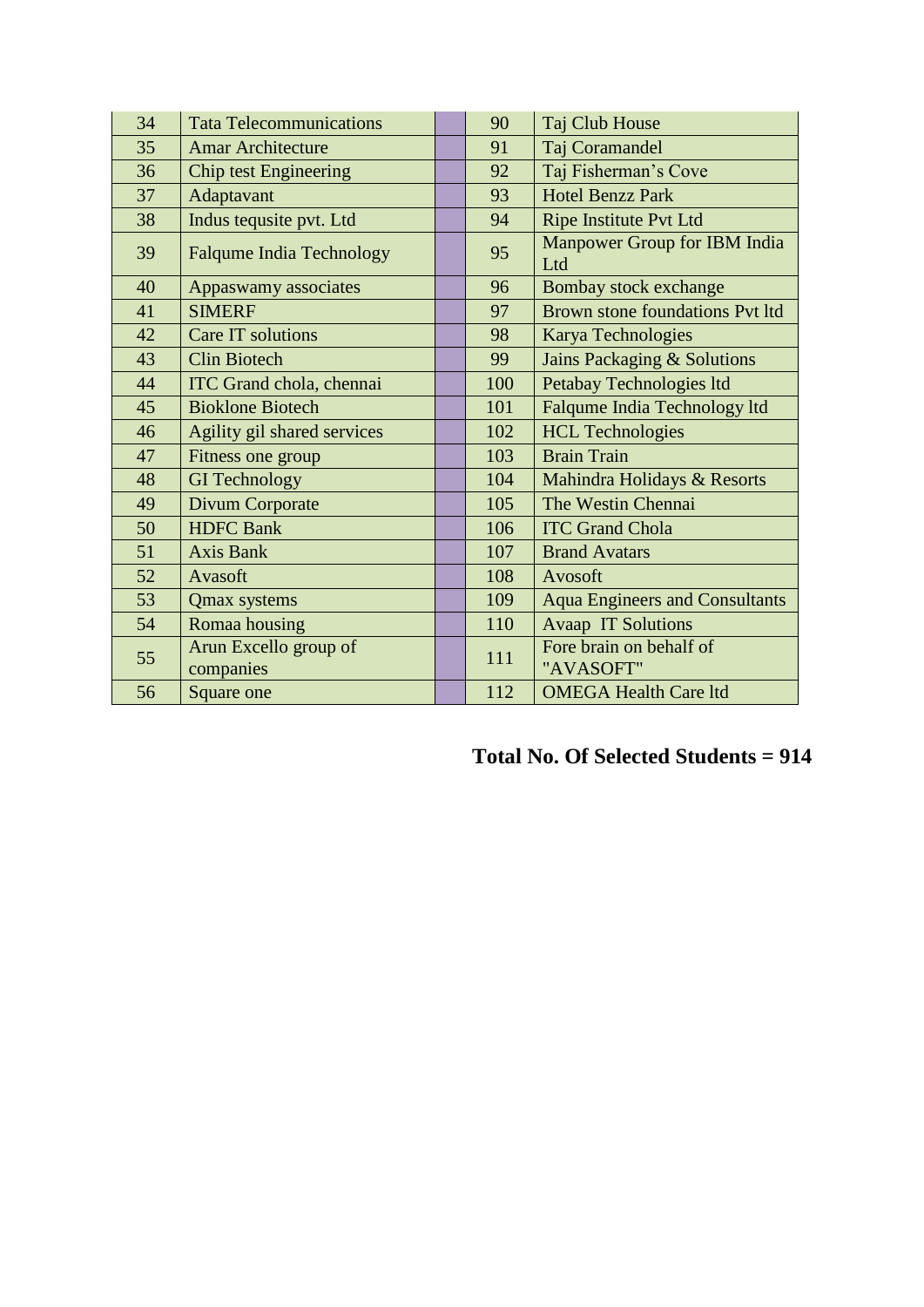| | | | | |
|---|---|---|---|---|
| 34 | Tata Telecommunications | | 90 | Taj Club House |
| 35 | Amar Architecture | | 91 | Taj Coramandel |
| 36 | Chip test Engineering | | 92 | Taj Fisherman's Cove |
| 37 | Adaptavant | | 93 | Hotel Benzz Park |
| 38 | Indus tequsite pvt. Ltd | | 94 | Ripe Institute Pvt Ltd |
| 39 | Falqume India Technology | | 95 | Manpower Group for IBM India Ltd |
| 40 | Appaswamy associates | | 96 | Bombay stock exchange |
| 41 | SIMERF | | 97 | Brown stone foundations Pvt ltd |
| 42 | Care IT solutions | | 98 | Karya Technologies |
| 43 | Clin Biotech | | 99 | Jains Packaging & Solutions |
| 44 | ITC Grand chola, chennai | | 100 | Petabay Technologies ltd |
| 45 | Bioklone Biotech | | 101 | Falqume India Technology ltd |
| 46 | Agility gil shared services | | 102 | HCL Technologies |
| 47 | Fitness one group | | 103 | Brain Train |
| 48 | GI Technology | | 104 | Mahindra Holidays & Resorts |
| 49 | Divum Corporate | | 105 | The Westin Chennai |
| 50 | HDFC Bank | | 106 | ITC Grand Chola |
| 51 | Axis Bank | | 107 | Brand Avatars |
| 52 | Avasoft | | 108 | Avosoft |
| 53 | Qmax systems | | 109 | Aqua Engineers and Consultants |
| 54 | Romaa housing | | 110 | Avaap IT Solutions |
| 55 | Arun Excello group of companies | | 111 | Fore brain on behalf of "AVASOFT" |
| 56 | Square one | | 112 | OMEGA Health Care ltd |

**Total No. Of Selected Students = 914**